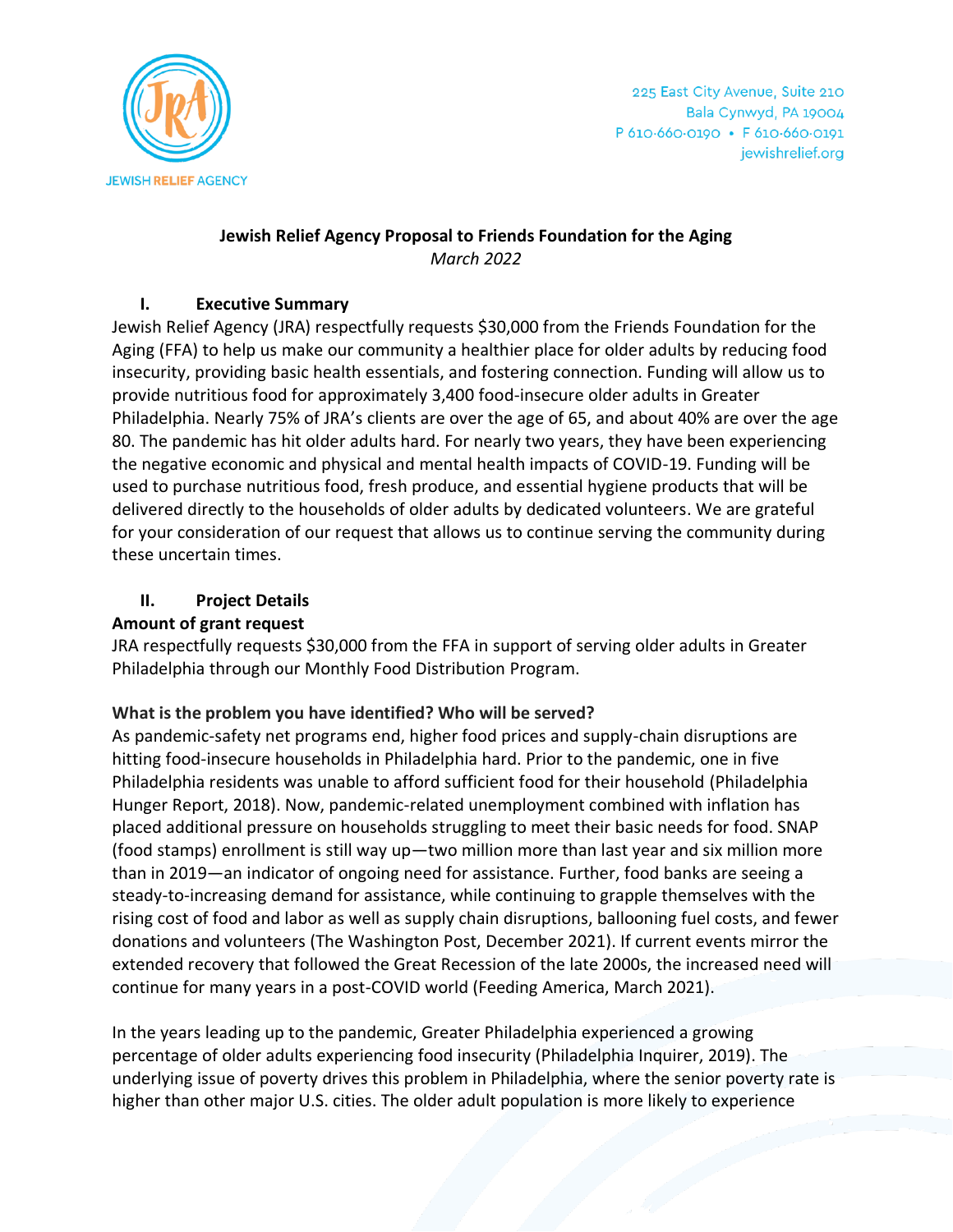JEWISH RELIEF AGENCY

225 East City Avenue, Suite 210
Bala Cynwyd, PA 19004
P 610-660-0190 • F 610-660-0191
jewishrelief.org

**Jewish Relief Agency Proposal to Friends Foundation for the Aging**
*March 2022*

## I. Executive Summary

Jewish Relief Agency (JRA) respectfully requests $30,000 from the Friends Foundation for the Aging (FFA) to help us make our community a healthier place for older adults by reducing food insecurity, providing basic health essentials, and fostering connection. Funding will allow us to provide nutritious food for approximately 3,400 food-insecure older adults in Greater Philadelphia. Nearly 75% of JRA's clients are over the age of 65, and about 40% are over the age 80. The pandemic has hit older adults hard. For nearly two years, they have been experiencing the negative economic and physical and mental health impacts of COVID-19. Funding will be used to purchase nutritious food, fresh produce, and essential hygiene products that will be delivered directly to the households of older adults by dedicated volunteers. We are grateful for your consideration of our request that allows us to continue serving the community during these uncertain times.

## II. Project Details

**Amount of grant request**

JRA respectfully requests $30,000 from the FFA in support of serving older adults in Greater Philadelphia through our Monthly Food Distribution Program.

**What is the problem you have identified? Who will be served?**

As pandemic-safety net programs end, higher food prices and supply-chain disruptions are hitting food-insecure households in Philadelphia hard. Prior to the pandemic, one in five Philadelphia residents was unable to afford sufficient food for their household (Philadelphia Hunger Report, 2018). Now, pandemic-related unemployment combined with inflation has placed additional pressure on households struggling to meet their basic needs for food. SNAP (food stamps) enrollment is still way up—two million more than last year and six million more than in 2019—an indicator of ongoing need for assistance. Further, food banks are seeing a steady-to-increasing demand for assistance, while continuing to grapple themselves with the rising cost of food and labor as well as supply chain disruptions, ballooning fuel costs, and fewer donations and volunteers (The Washington Post, December 2021). If current events mirror the extended recovery that followed the Great Recession of the late 2000s, the increased need will continue for many years in a post-COVID world (Feeding America, March 2021).

In the years leading up to the pandemic, Greater Philadelphia experienced a growing percentage of older adults experiencing food insecurity (Philadelphia Inquirer, 2019). The underlying issue of poverty drives this problem in Philadelphia, where the senior poverty rate is higher than other major U.S. cities. The older adult population is more likely to experience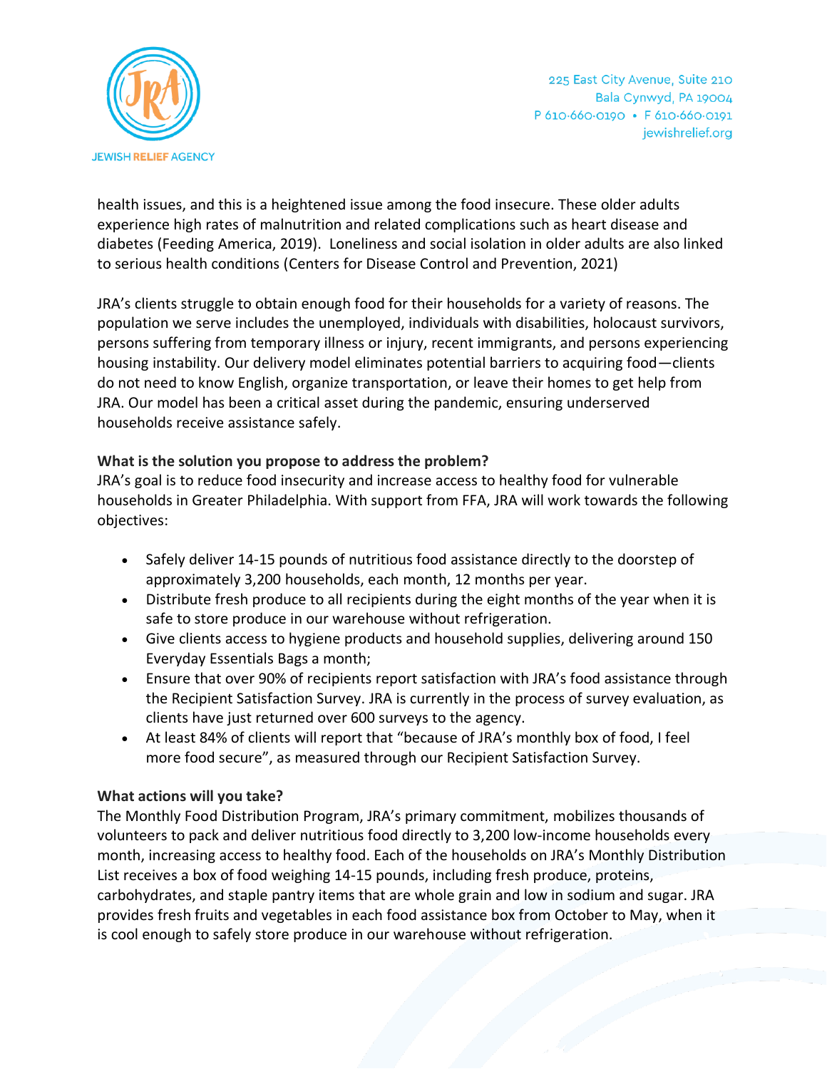health issues, and this is a heightened issue among the food insecure. These older adults experience high rates of malnutrition and related complications such as heart disease and diabetes (Feeding America, 2019). Loneliness and social isolation in older adults are also linked to serious health conditions (Centers for Disease Control and Prevention, 2021)

JRA's clients struggle to obtain enough food for their households for a variety of reasons. The population we serve includes the unemployed, individuals with disabilities, holocaust survivors, persons suffering from temporary illness or injury, recent immigrants, and persons experiencing housing instability. Our delivery model eliminates potential barriers to acquiring food—clients do not need to know English, organize transportation, or leave their homes to get help from JRA. Our model has been a critical asset during the pandemic, ensuring underserved households receive assistance safely.

**What is the solution you propose to address the problem?**

JRA's goal is to reduce food insecurity and increase access to healthy food for vulnerable households in Greater Philadelphia. With support from FFA, JRA will work towards the following objectives:

- Safely deliver 14-15 pounds of nutritious food assistance directly to the doorstep of approximately 3,200 households, each month, 12 months per year.
- Distribute fresh produce to all recipients during the eight months of the year when it is safe to store produce in our warehouse without refrigeration.
- Give clients access to hygiene products and household supplies, delivering around 150 Everyday Essentials Bags a month;
- Ensure that over 90% of recipients report satisfaction with JRA's food assistance through the Recipient Satisfaction Survey. JRA is currently in the process of survey evaluation, as clients have just returned over 600 surveys to the agency.
- At least 84% of clients will report that "because of JRA's monthly box of food, I feel more food secure", as measured through our Recipient Satisfaction Survey.

**What actions will you take?**

The Monthly Food Distribution Program, JRA's primary commitment, mobilizes thousands of volunteers to pack and deliver nutritious food directly to 3,200 low-income households every month, increasing access to healthy food. Each of the households on JRA's Monthly Distribution List receives a box of food weighing 14-15 pounds, including fresh produce, proteins, carbohydrates, and staple pantry items that are whole grain and low in sodium and sugar. JRA provides fresh fruits and vegetables in each food assistance box from October to May, when it is cool enough to safely store produce in our warehouse without refrigeration.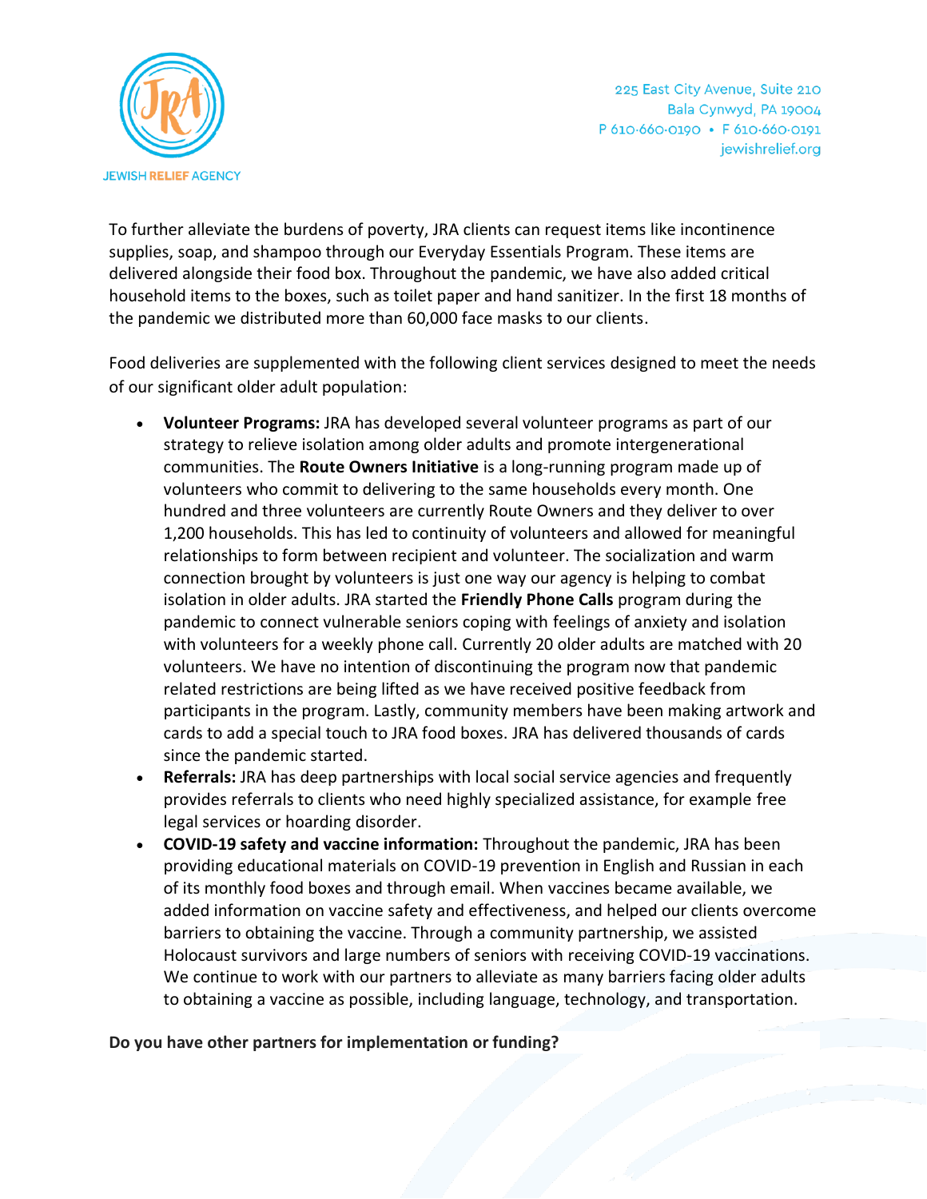To further alleviate the burdens of poverty, JRA clients can request items like incontinence supplies, soap, and shampoo through our Everyday Essentials Program. These items are delivered alongside their food box. Throughout the pandemic, we have also added critical household items to the boxes, such as toilet paper and hand sanitizer. In the first 18 months of the pandemic we distributed more than 60,000 face masks to our clients.

Food deliveries are supplemented with the following client services designed to meet the needs of our significant older adult population:

- **Volunteer Programs:** JRA has developed several volunteer programs as part of our strategy to relieve isolation among older adults and promote intergenerational communities. The **Route Owners Initiative** is a long-running program made up of volunteers who commit to delivering to the same households every month. One hundred and three volunteers are currently Route Owners and they deliver to over 1,200 households. This has led to continuity of volunteers and allowed for meaningful relationships to form between recipient and volunteer. The socialization and warm connection brought by volunteers is just one way our agency is helping to combat isolation in older adults. JRA started the **Friendly Phone Calls** program during the pandemic to connect vulnerable seniors coping with feelings of anxiety and isolation with volunteers for a weekly phone call. Currently 20 older adults are matched with 20 volunteers. We have no intention of discontinuing the program now that pandemic related restrictions are being lifted as we have received positive feedback from participants in the program. Lastly, community members have been making artwork and cards to add a special touch to JRA food boxes. JRA has delivered thousands of cards since the pandemic started.
- **Referrals:** JRA has deep partnerships with local social service agencies and frequently provides referrals to clients who need highly specialized assistance, for example free legal services or hoarding disorder.
- **COVID-19 safety and vaccine information:** Throughout the pandemic, JRA has been providing educational materials on COVID-19 prevention in English and Russian in each of its monthly food boxes and through email. When vaccines became available, we added information on vaccine safety and effectiveness, and helped our clients overcome barriers to obtaining the vaccine. Through a community partnership, we assisted Holocaust survivors and large numbers of seniors with receiving COVID-19 vaccinations. We continue to work with our partners to alleviate as many barriers facing older adults to obtaining a vaccine as possible, including language, technology, and transportation.

**Do you have other partners for implementation or funding?**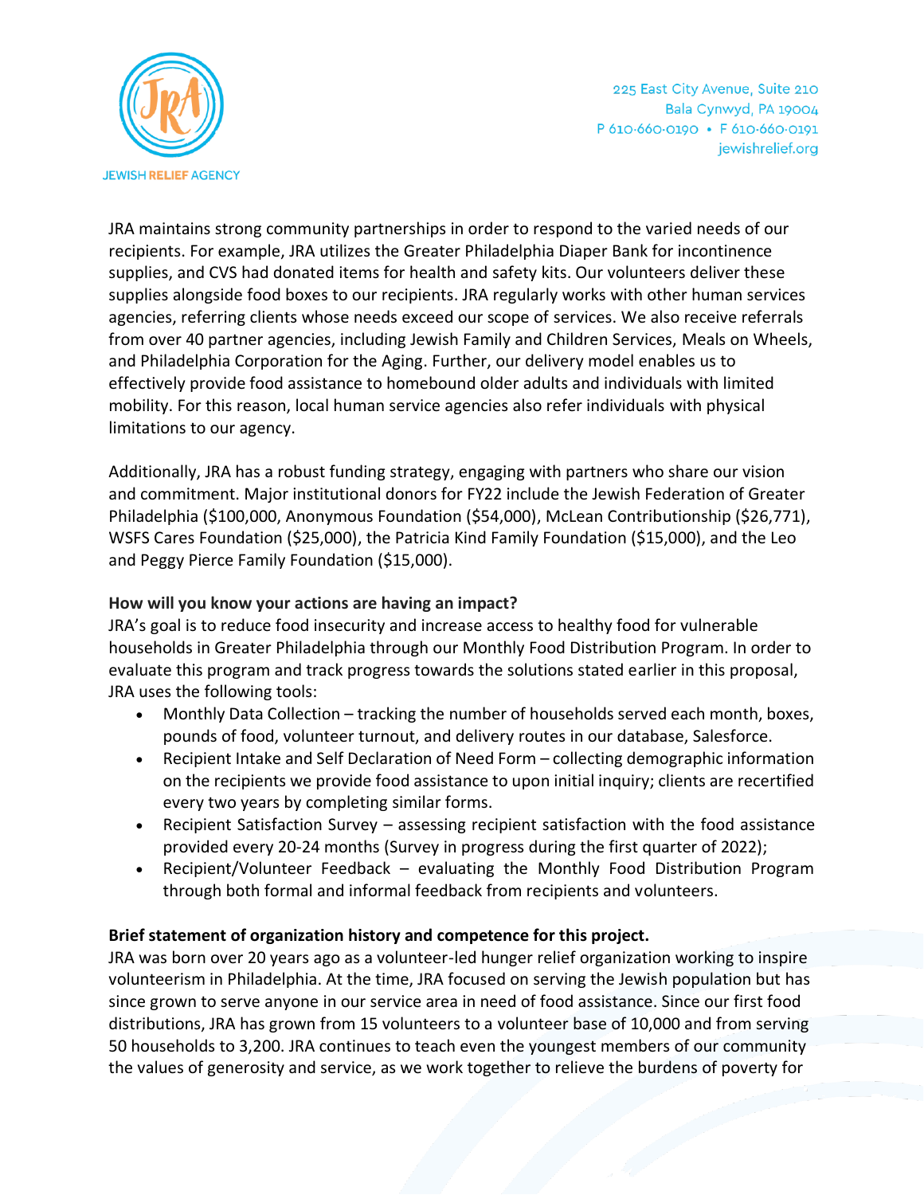JRA maintains strong community partnerships in order to respond to the varied needs of our recipients. For example, JRA utilizes the Greater Philadelphia Diaper Bank for incontinence supplies, and CVS had donated items for health and safety kits. Our volunteers deliver these supplies alongside food boxes to our recipients. JRA regularly works with other human services agencies, referring clients whose needs exceed our scope of services. We also receive referrals from over 40 partner agencies, including Jewish Family and Children Services, Meals on Wheels, and Philadelphia Corporation for the Aging. Further, our delivery model enables us to effectively provide food assistance to homebound older adults and individuals with limited mobility. For this reason, local human service agencies also refer individuals with physical limitations to our agency.

Additionally, JRA has a robust funding strategy, engaging with partners who share our vision and commitment. Major institutional donors for FY22 include the Jewish Federation of Greater Philadelphia ($100,000, Anonymous Foundation ($54,000), McLean Contributionship ($26,771), WSFS Cares Foundation ($25,000), the Patricia Kind Family Foundation ($15,000), and the Leo and Peggy Pierce Family Foundation ($15,000).

**How will you know your actions are having an impact?**
JRA's goal is to reduce food insecurity and increase access to healthy food for vulnerable households in Greater Philadelphia through our Monthly Food Distribution Program. In order to evaluate this program and track progress towards the solutions stated earlier in this proposal, JRA uses the following tools:

- Monthly Data Collection – tracking the number of households served each month, boxes, pounds of food, volunteer turnout, and delivery routes in our database, Salesforce.
- Recipient Intake and Self Declaration of Need Form – collecting demographic information on the recipients we provide food assistance to upon initial inquiry; clients are recertified every two years by completing similar forms.
- Recipient Satisfaction Survey – assessing recipient satisfaction with the food assistance provided every 20-24 months (Survey in progress during the first quarter of 2022);
- Recipient/Volunteer Feedback – evaluating the Monthly Food Distribution Program through both formal and informal feedback from recipients and volunteers.

**Brief statement of organization history and competence for this project.**
JRA was born over 20 years ago as a volunteer-led hunger relief organization working to inspire volunteerism in Philadelphia. At the time, JRA focused on serving the Jewish population but has since grown to serve anyone in our service area in need of food assistance. Since our first food distributions, JRA has grown from 15 volunteers to a volunteer base of 10,000 and from serving 50 households to 3,200. JRA continues to teach even the youngest members of our community the values of generosity and service, as we work together to relieve the burdens of poverty for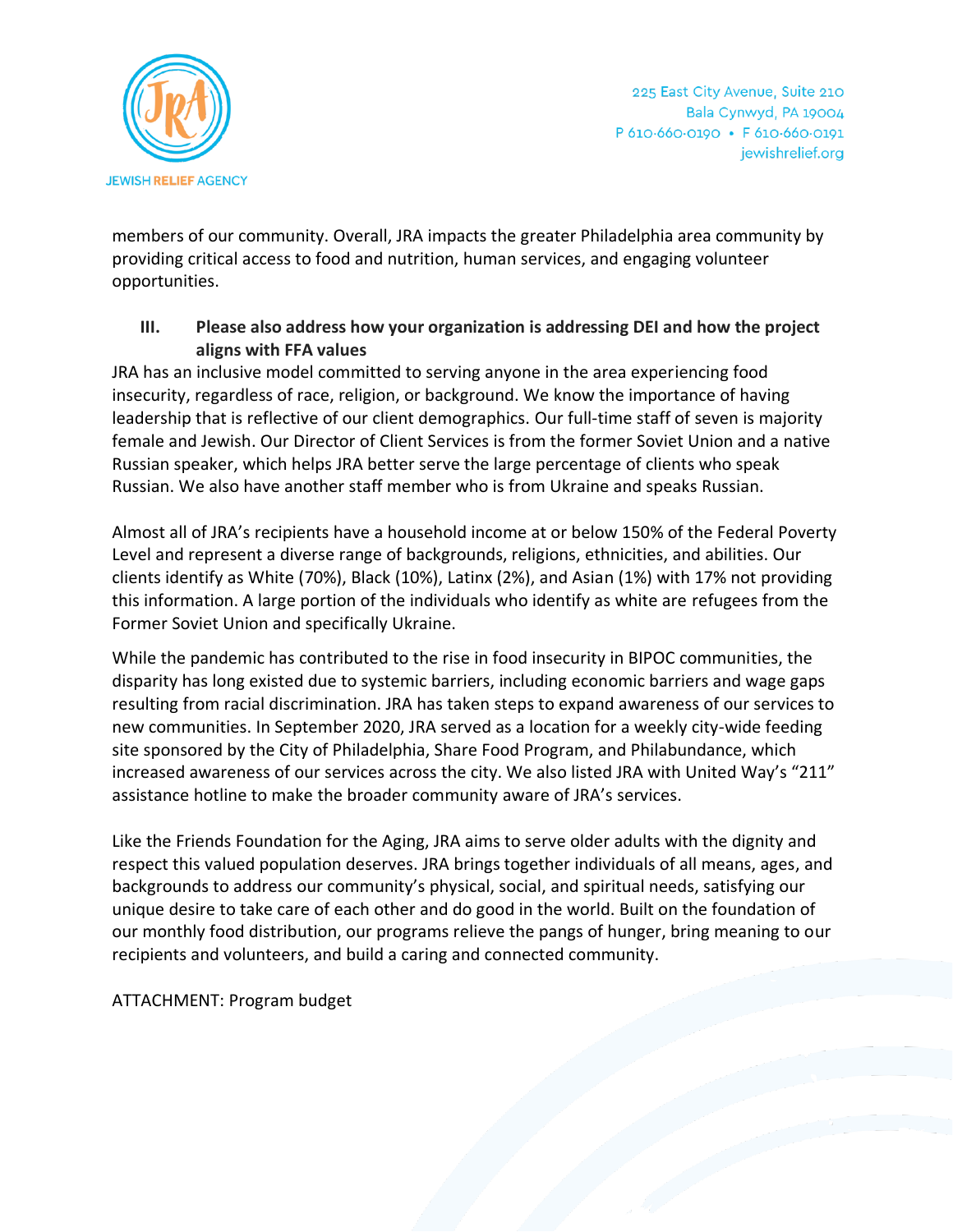members of our community. Overall, JRA impacts the greater Philadelphia area community by providing critical access to food and nutrition, human services, and engaging volunteer opportunities.

### III. Please also address how your organization is addressing DEI and how the project aligns with FFA values

JRA has an inclusive model committed to serving anyone in the area experiencing food insecurity, regardless of race, religion, or background. We know the importance of having leadership that is reflective of our client demographics. Our full-time staff of seven is majority female and Jewish. Our Director of Client Services is from the former Soviet Union and a native Russian speaker, which helps JRA better serve the large percentage of clients who speak Russian. We also have another staff member who is from Ukraine and speaks Russian.

Almost all of JRA's recipients have a household income at or below 150% of the Federal Poverty Level and represent a diverse range of backgrounds, religions, ethnicities, and abilities. Our clients identify as White (70%), Black (10%), Latinx (2%), and Asian (1%) with 17% not providing this information. A large portion of the individuals who identify as white are refugees from the Former Soviet Union and specifically Ukraine.

While the pandemic has contributed to the rise in food insecurity in BIPOC communities, the disparity has long existed due to systemic barriers, including economic barriers and wage gaps resulting from racial discrimination. JRA has taken steps to expand awareness of our services to new communities. In September 2020, JRA served as a location for a weekly city-wide feeding site sponsored by the City of Philadelphia, Share Food Program, and Philabundance, which increased awareness of our services across the city. We also listed JRA with United Way's "211" assistance hotline to make the broader community aware of JRA's services.

Like the Friends Foundation for the Aging, JRA aims to serve older adults with the dignity and respect this valued population deserves. JRA brings together individuals of all means, ages, and backgrounds to address our community's physical, social, and spiritual needs, satisfying our unique desire to take care of each other and do good in the world. Built on the foundation of our monthly food distribution, our programs relieve the pangs of hunger, bring meaning to our recipients and volunteers, and build a caring and connected community.

ATTACHMENT: Program budget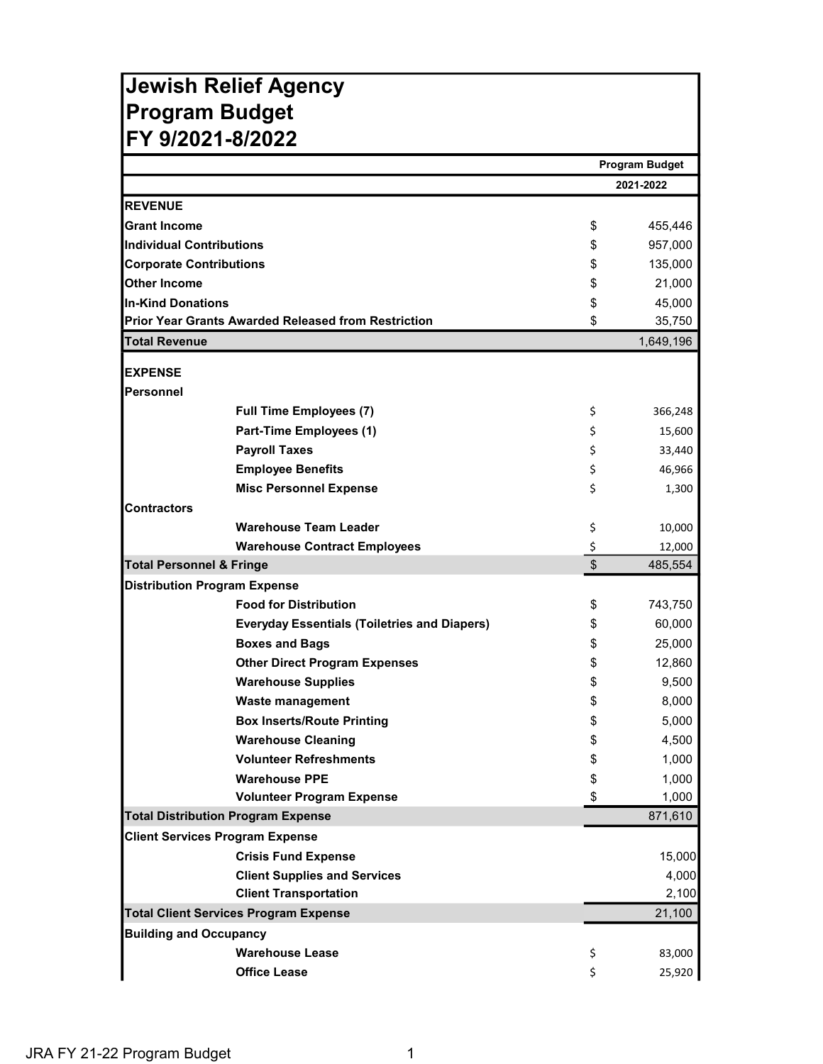# Jewish Relief Agency
# Program Budget
# FY 9/2021-8/2022

| | | Program Budget |
|---|---|---|
| | | 2021-2022 |
| **REVENUE** | | |
| **Grant Income** | | $ 455,446 |
| **Individual Contributions** | | $ 957,000 |
| **Corporate Contributions** | | $ 135,000 |
| **Other Income** | | $ 21,000 |
| **In-Kind Donations** | | $ 45,000 |
| **Prior Year Grants Awarded Released from Restriction** | | $ 35,750 |
| **Total Revenue** | | 1,649,196 |
| **EXPENSE** | | |
| **Personnel** | | |
| | **Full Time Employees (7)** | $ 366,248 |
| | **Part-Time Employees (1)** | $ 15,600 |
| | **Payroll Taxes** | $ 33,440 |
| | **Employee Benefits** | $ 46,966 |
| | **Misc Personnel Expense** | $ 1,300 |
| **Contractors** | | |
| | **Warehouse Team Leader** | $ 10,000 |
| | **Warehouse Contract Employees** | $ 12,000 |
| **Total Personnel & Fringe** | | $ 485,554 |
| **Distribution Program Expense** | | |
| | **Food for Distribution** | $ 743,750 |
| | **Everyday Essentials (Toiletries and Diapers)** | $ 60,000 |
| | **Boxes and Bags** | $ 25,000 |
| | **Other Direct Program Expenses** | $ 12,860 |
| | **Warehouse Supplies** | $ 9,500 |
| | **Waste management** | $ 8,000 |
| | **Box Inserts/Route Printing** | $ 5,000 |
| | **Warehouse Cleaning** | $ 4,500 |
| | **Volunteer Refreshments** | $ 1,000 |
| | **Warehouse PPE** | $ 1,000 |
| | **Volunteer Program Expense** | $ 1,000 |
| **Total Distribution Program Expense** | | 871,610 |
| **Client Services Program Expense** | | |
| | **Crisis Fund Expense** | 15,000 |
| | **Client Supplies and Services** | 4,000 |
| | **Client Transportation** | 2,100 |
| **Total Client Services Program Expense** | | 21,100 |
| **Building and Occupancy** | | |
| | **Warehouse Lease** | $ 83,000 |
| | **Office Lease** | $ 25,920 |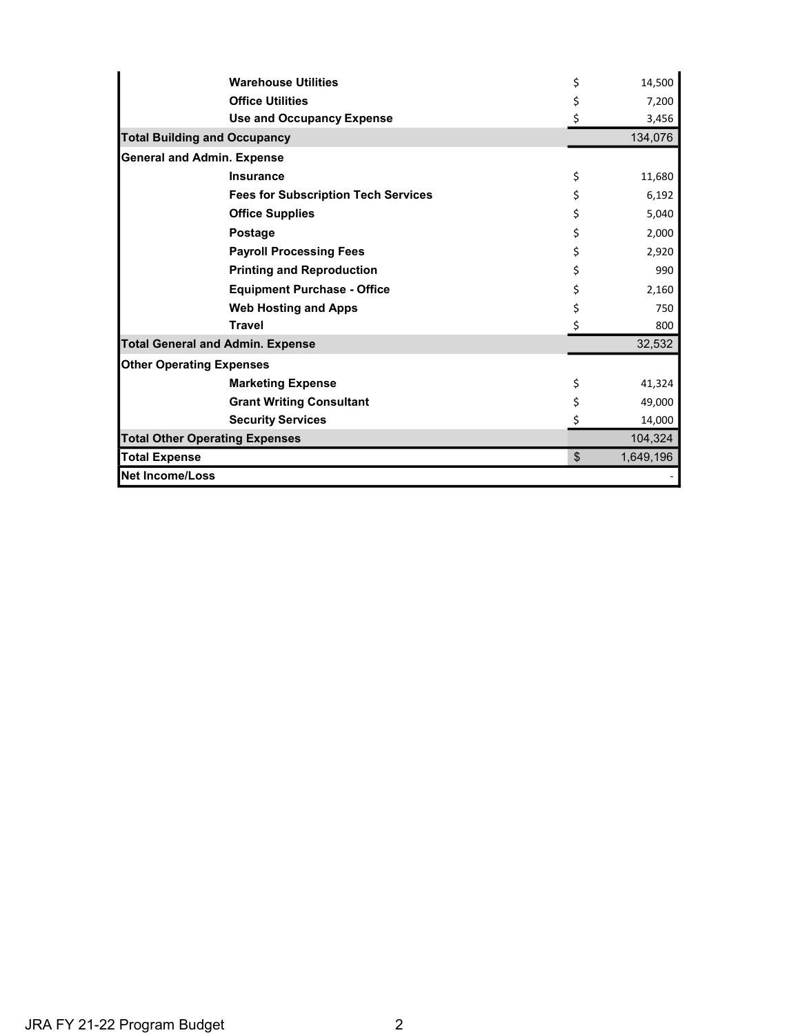| | |
|---|---|
| Warehouse Utilities | $ 14,500 |
| Office Utilities | $ 7,200 |
| Use and Occupancy Expense | $ 3,456 |
| **Total Building and Occupancy** | 134,076 |
| **General and Admin. Expense** | |
| Insurance | $ 11,680 |
| Fees for Subscription Tech Services | $ 6,192 |
| Office Supplies | $ 5,040 |
| Postage | $ 2,000 |
| Payroll Processing Fees | $ 2,920 |
| Printing and Reproduction | $ 990 |
| Equipment Purchase - Office | $ 2,160 |
| Web Hosting and Apps | $ 750 |
| Travel | $ 800 |
| **Total General and Admin. Expense** | 32,532 |
| **Other Operating Expenses** | |
| Marketing Expense | $ 41,324 |
| Grant Writing Consultant | $ 49,000 |
| Security Services | $ 14,000 |
| **Total Other Operating Expenses** | 104,324 |
| **Total Expense** | $ 1,649,196 |
| **Net Income/Loss** | - |